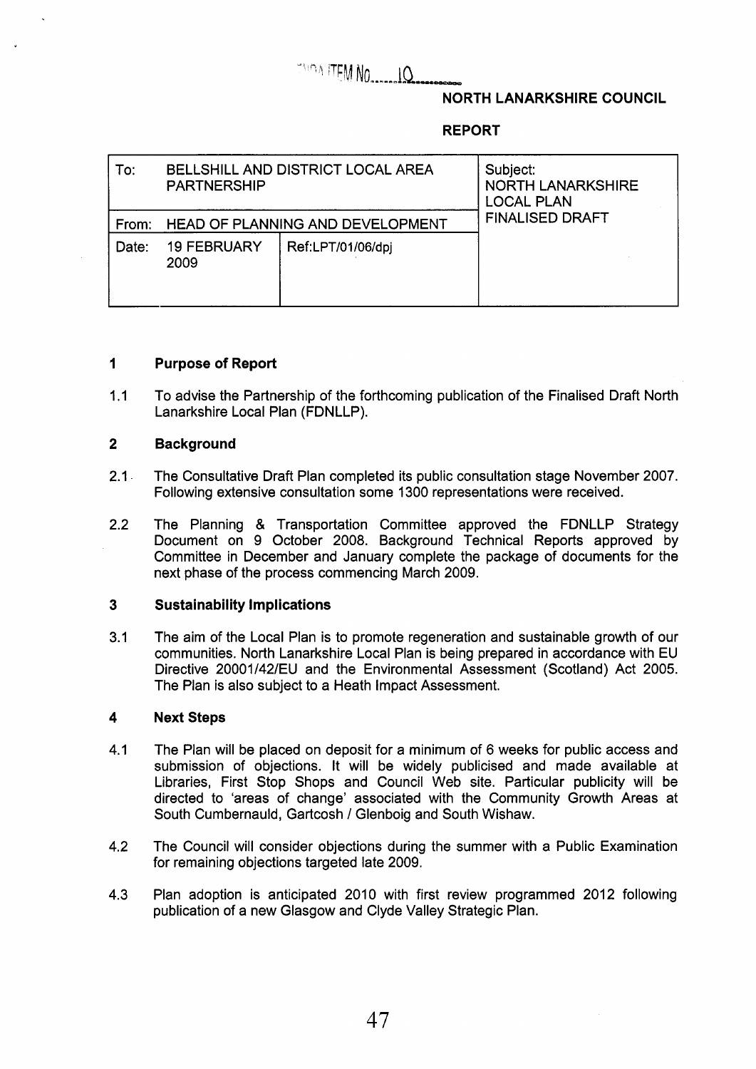AGENDA ITEM No. 10

**NORTH LANARKSHIRE COUNCIL**

**REPORT**

| To: BELLSHILL AND DISTRICT LOCAL AREA PARTNERSHIP | | Subject: NORTH LANARKSHIRE LOCAL PLAN FINALISED DRAFT |
|---|---|---|
| From: HEAD OF PLANNING AND DEVELOPMENT | | |
| Date: 19 FEBRUARY 2009 | Ref:LPT/01/06/dpj | |

## 1 Purpose of Report

1.1 To advise the Partnership of the forthcoming publication of the Finalised Draft North Lanarkshire Local Plan (FDNLLP).

## 2 Background

2.1 The Consultative Draft Plan completed its public consultation stage November 2007. Following extensive consultation some 1300 representations were received.

2.2 The Planning & Transportation Committee approved the FDNLLP Strategy Document on 9 October 2008. Background Technical Reports approved by Committee in December and January complete the package of documents for the next phase of the process commencing March 2009.

## 3 Sustainability Implications

3.1 The aim of the Local Plan is to promote regeneration and sustainable growth of our communities. North Lanarkshire Local Plan is being prepared in accordance with EU Directive 20001/42/EU and the Environmental Assessment (Scotland) Act 2005. The Plan is also subject to a Heath Impact Assessment.

## 4 Next Steps

4.1 The Plan will be placed on deposit for a minimum of 6 weeks for public access and submission of objections. It will be widely publicised and made available at Libraries, First Stop Shops and Council Web site. Particular publicity will be directed to 'areas of change' associated with the Community Growth Areas at South Cumbernauld, Gartcosh / Glenboig and South Wishaw.

4.2 The Council will consider objections during the summer with a Public Examination for remaining objections targeted late 2009.

4.3 Plan adoption is anticipated 2010 with first review programmed 2012 following publication of a new Glasgow and Clyde Valley Strategic Plan.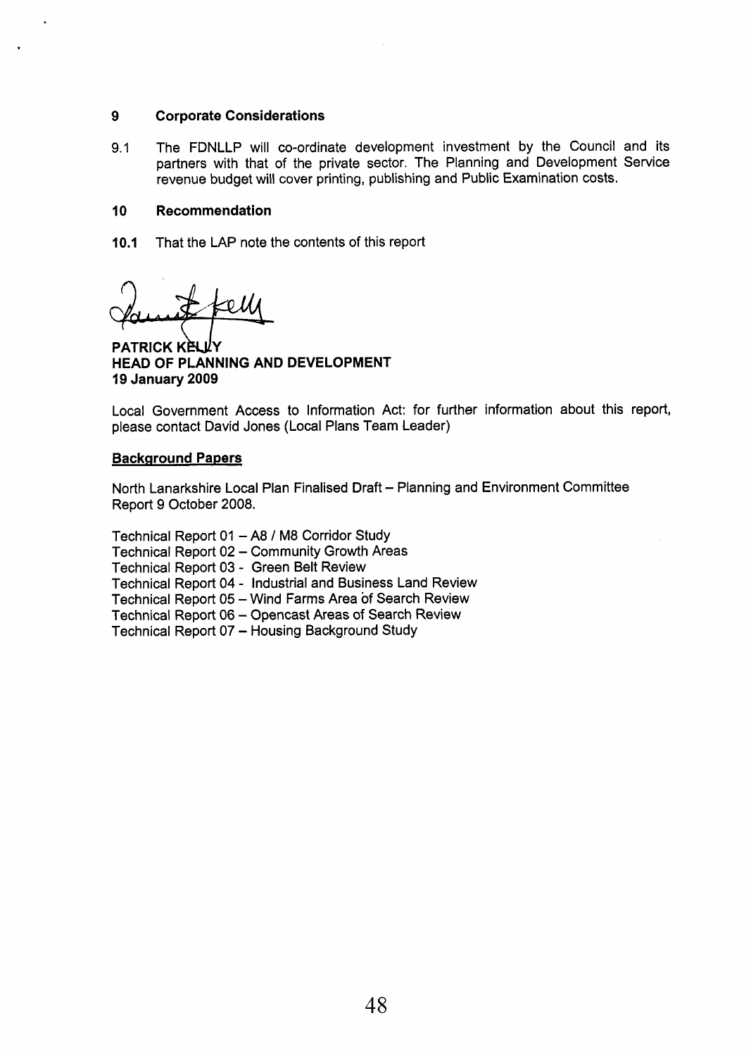## 9 Corporate Considerations

9.1 The FDNLLP will co-ordinate development investment by the Council and its partners with that of the private sector. The Planning and Development Service revenue budget will cover printing, publishing and Public Examination costs.

## 10 Recommendation

**10.1** That the LAP note the contents of this report

**PATRICK KELLY**
**HEAD OF PLANNING AND DEVELOPMENT**
**19 January 2009**

Local Government Access to Information Act: for further information about this report, please contact David Jones (Local Plans Team Leader)

**Background Papers**

North Lanarkshire Local Plan Finalised Draft – Planning and Environment Committee Report 9 October 2008.

Technical Report 01 – A8 / M8 Corridor Study
Technical Report 02 – Community Growth Areas
Technical Report 03 - Green Belt Review
Technical Report 04 - Industrial and Business Land Review
Technical Report 05 – Wind Farms Area of Search Review
Technical Report 06 – Opencast Areas of Search Review
Technical Report 07 – Housing Background Study